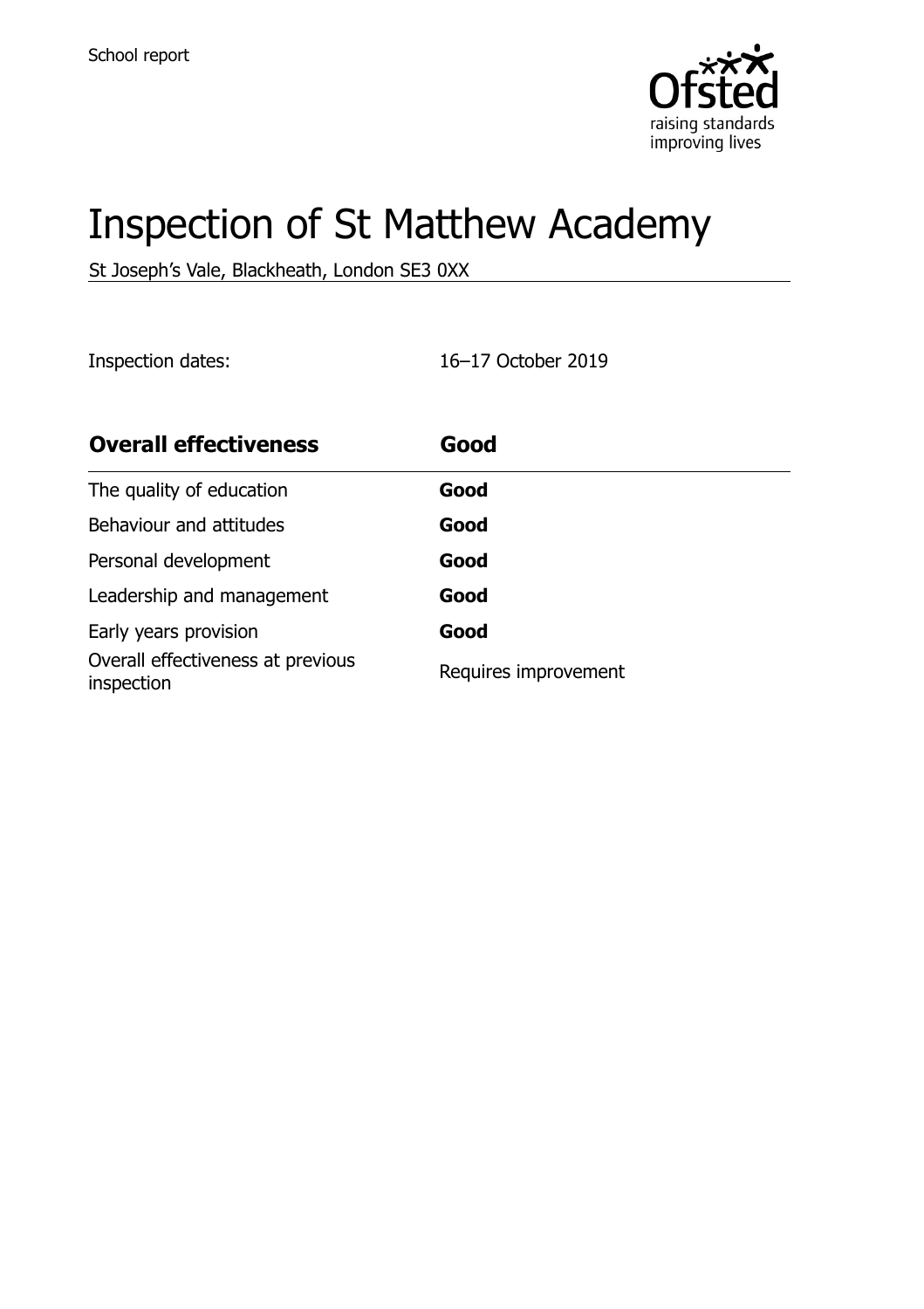School report

# Inspection of St Matthew Academy

St Joseph's Vale, Blackheath, London SE3 0XX

Inspection dates: 16–17 October 2019

| **Overall effectiveness** | **Good** |
| --- | --- |
| The quality of education | **Good** |
| Behaviour and attitudes | **Good** |
| Personal development | **Good** |
| Leadership and management | **Good** |
| Early years provision | **Good** |
| Overall effectiveness at previous inspection | Requires improvement |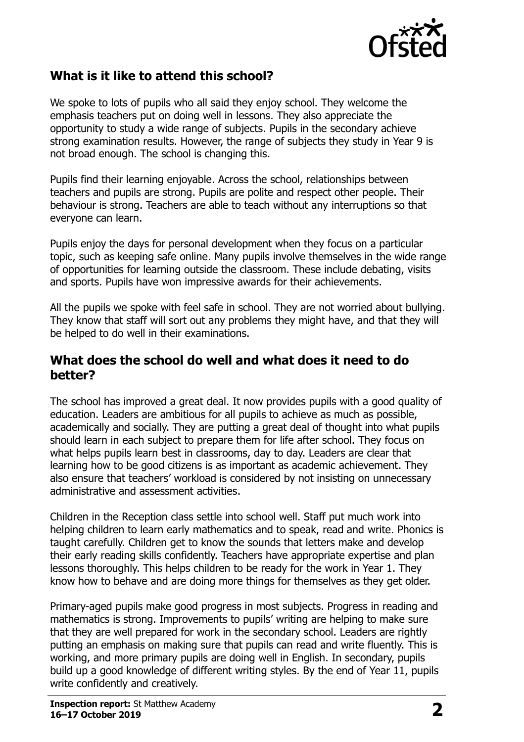## What is it like to attend this school?

We spoke to lots of pupils who all said they enjoy school. They welcome the emphasis teachers put on doing well in lessons. They also appreciate the opportunity to study a wide range of subjects. Pupils in the secondary achieve strong examination results. However, the range of subjects they study in Year 9 is not broad enough. The school is changing this.

Pupils find their learning enjoyable. Across the school, relationships between teachers and pupils are strong. Pupils are polite and respect other people. Their behaviour is strong. Teachers are able to teach without any interruptions so that everyone can learn.

Pupils enjoy the days for personal development when they focus on a particular topic, such as keeping safe online. Many pupils involve themselves in the wide range of opportunities for learning outside the classroom. These include debating, visits and sports. Pupils have won impressive awards for their achievements.

All the pupils we spoke with feel safe in school. They are not worried about bullying. They know that staff will sort out any problems they might have, and that they will be helped to do well in their examinations.

## What does the school do well and what does it need to do better?

The school has improved a great deal. It now provides pupils with a good quality of education. Leaders are ambitious for all pupils to achieve as much as possible, academically and socially. They are putting a great deal of thought into what pupils should learn in each subject to prepare them for life after school. They focus on what helps pupils learn best in classrooms, day to day. Leaders are clear that learning how to be good citizens is as important as academic achievement. They also ensure that teachers' workload is considered by not insisting on unnecessary administrative and assessment activities.

Children in the Reception class settle into school well. Staff put much work into helping children to learn early mathematics and to speak, read and write. Phonics is taught carefully. Children get to know the sounds that letters make and develop their early reading skills confidently. Teachers have appropriate expertise and plan lessons thoroughly. This helps children to be ready for the work in Year 1. They know how to behave and are doing more things for themselves as they get older.

Primary-aged pupils make good progress in most subjects. Progress in reading and mathematics is strong. Improvements to pupils' writing are helping to make sure that they are well prepared for work in the secondary school. Leaders are rightly putting an emphasis on making sure that pupils can read and write fluently. This is working, and more primary pupils are doing well in English. In secondary, pupils build up a good knowledge of different writing styles. By the end of Year 11, pupils write confidently and creatively.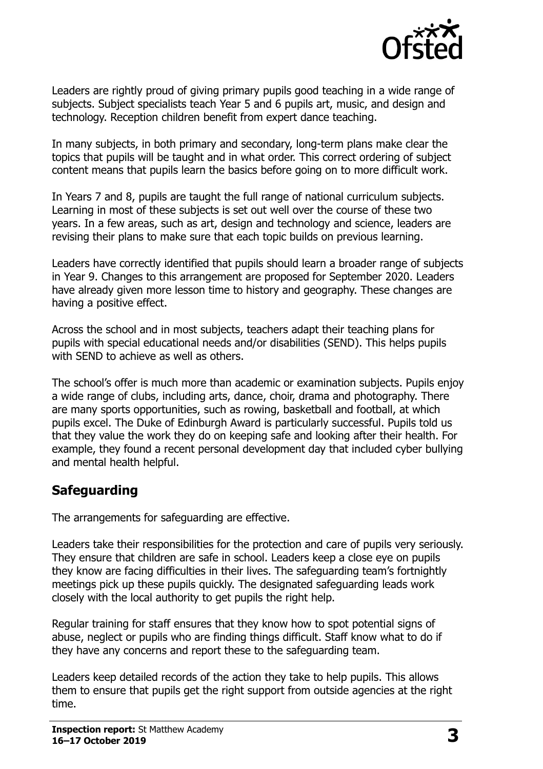Leaders are rightly proud of giving primary pupils good teaching in a wide range of subjects. Subject specialists teach Year 5 and 6 pupils art, music, and design and technology. Reception children benefit from expert dance teaching.

In many subjects, in both primary and secondary, long-term plans make clear the topics that pupils will be taught and in what order. This correct ordering of subject content means that pupils learn the basics before going on to more difficult work.

In Years 7 and 8, pupils are taught the full range of national curriculum subjects. Learning in most of these subjects is set out well over the course of these two years. In a few areas, such as art, design and technology and science, leaders are revising their plans to make sure that each topic builds on previous learning.

Leaders have correctly identified that pupils should learn a broader range of subjects in Year 9. Changes to this arrangement are proposed for September 2020. Leaders have already given more lesson time to history and geography. These changes are having a positive effect.

Across the school and in most subjects, teachers adapt their teaching plans for pupils with special educational needs and/or disabilities (SEND). This helps pupils with SEND to achieve as well as others.

The school's offer is much more than academic or examination subjects. Pupils enjoy a wide range of clubs, including arts, dance, choir, drama and photography. There are many sports opportunities, such as rowing, basketball and football, at which pupils excel. The Duke of Edinburgh Award is particularly successful. Pupils told us that they value the work they do on keeping safe and looking after their health. For example, they found a recent personal development day that included cyber bullying and mental health helpful.

## Safeguarding

The arrangements for safeguarding are effective.

Leaders take their responsibilities for the protection and care of pupils very seriously. They ensure that children are safe in school. Leaders keep a close eye on pupils they know are facing difficulties in their lives. The safeguarding team's fortnightly meetings pick up these pupils quickly. The designated safeguarding leads work closely with the local authority to get pupils the right help.

Regular training for staff ensures that they know how to spot potential signs of abuse, neglect or pupils who are finding things difficult. Staff know what to do if they have any concerns and report these to the safeguarding team.

Leaders keep detailed records of the action they take to help pupils. This allows them to ensure that pupils get the right support from outside agencies at the right time.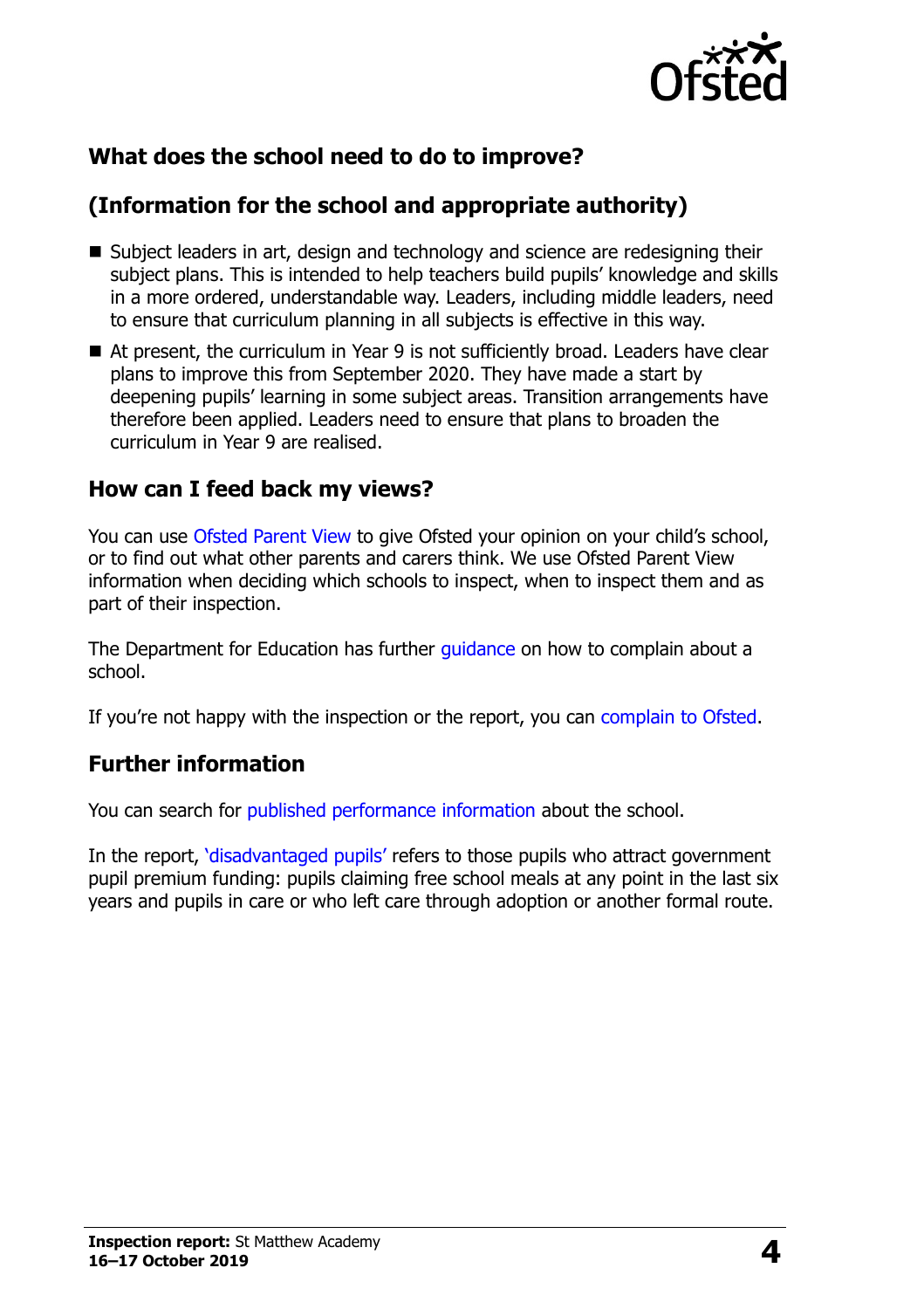## What does the school need to do to improve?

## (Information for the school and appropriate authority)

- Subject leaders in art, design and technology and science are redesigning their subject plans. This is intended to help teachers build pupils' knowledge and skills in a more ordered, understandable way. Leaders, including middle leaders, need to ensure that curriculum planning in all subjects is effective in this way.
- At present, the curriculum in Year 9 is not sufficiently broad. Leaders have clear plans to improve this from September 2020. They have made a start by deepening pupils' learning in some subject areas. Transition arrangements have therefore been applied. Leaders need to ensure that plans to broaden the curriculum in Year 9 are realised.

## How can I feed back my views?

You can use Ofsted Parent View to give Ofsted your opinion on your child's school, or to find out what other parents and carers think. We use Ofsted Parent View information when deciding which schools to inspect, when to inspect them and as part of their inspection.

The Department for Education has further guidance on how to complain about a school.

If you're not happy with the inspection or the report, you can complain to Ofsted.

## Further information

You can search for published performance information about the school.

In the report, 'disadvantaged pupils' refers to those pupils who attract government pupil premium funding: pupils claiming free school meals at any point in the last six years and pupils in care or who left care through adoption or another formal route.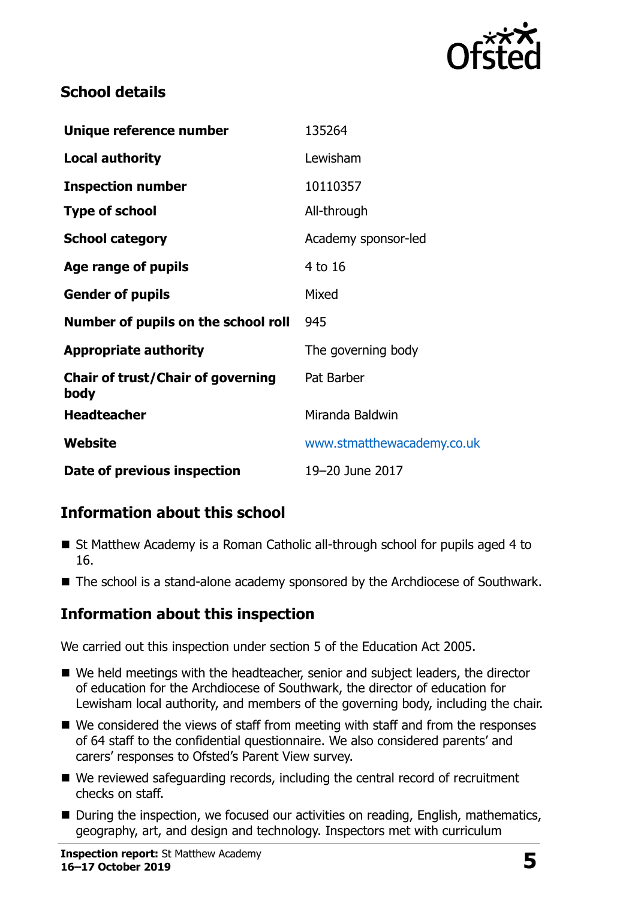## School details

| | |
|---|---|
| **Unique reference number** | 135264 |
| **Local authority** | Lewisham |
| **Inspection number** | 10110357 |
| **Type of school** | All-through |
| **School category** | Academy sponsor-led |
| **Age range of pupils** | 4 to 16 |
| **Gender of pupils** | Mixed |
| **Number of pupils on the school roll** | 945 |
| **Appropriate authority** | The governing body |
| **Chair of trust/Chair of governing body** | Pat Barber |
| **Headteacher** | Miranda Baldwin |
| **Website** | www.stmatthewacademy.co.uk |
| **Date of previous inspection** | 19–20 June 2017 |

## Information about this school

- St Matthew Academy is a Roman Catholic all-through school for pupils aged 4 to 16.
- The school is a stand-alone academy sponsored by the Archdiocese of Southwark.

## Information about this inspection

We carried out this inspection under section 5 of the Education Act 2005.

- We held meetings with the headteacher, senior and subject leaders, the director of education for the Archdiocese of Southwark, the director of education for Lewisham local authority, and members of the governing body, including the chair.
- We considered the views of staff from meeting with staff and from the responses of 64 staff to the confidential questionnaire. We also considered parents' and carers' responses to Ofsted's Parent View survey.
- We reviewed safeguarding records, including the central record of recruitment checks on staff.
- During the inspection, we focused our activities on reading, English, mathematics, geography, art, and design and technology. Inspectors met with curriculum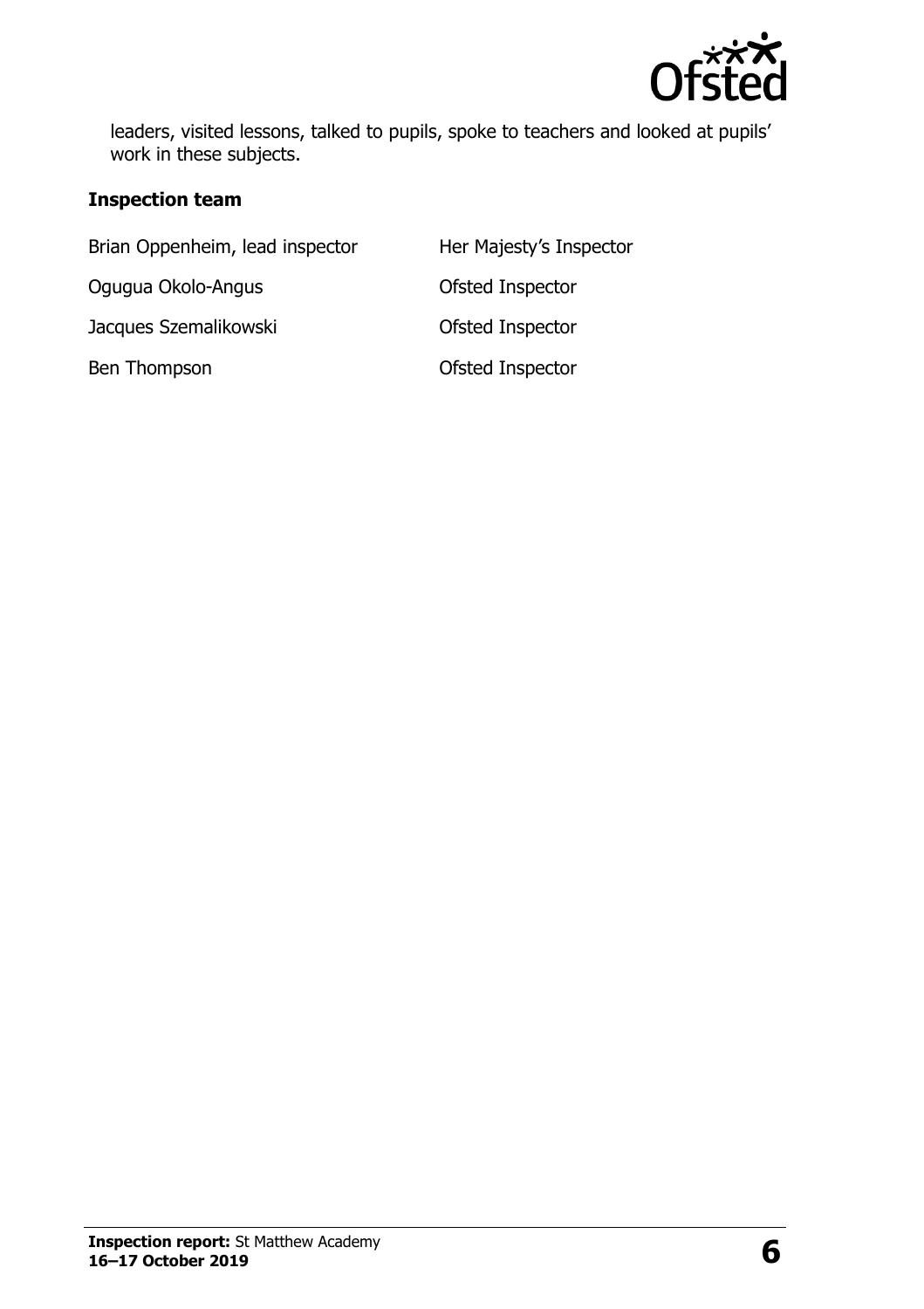leaders, visited lessons, talked to pupils, spoke to teachers and looked at pupils' work in these subjects.

### Inspection team

| | |
|---|---|
| Brian Oppenheim, lead inspector | Her Majesty's Inspector |
| Ogugua Okolo-Angus | Ofsted Inspector |
| Jacques Szemalikowski | Ofsted Inspector |
| Ben Thompson | Ofsted Inspector |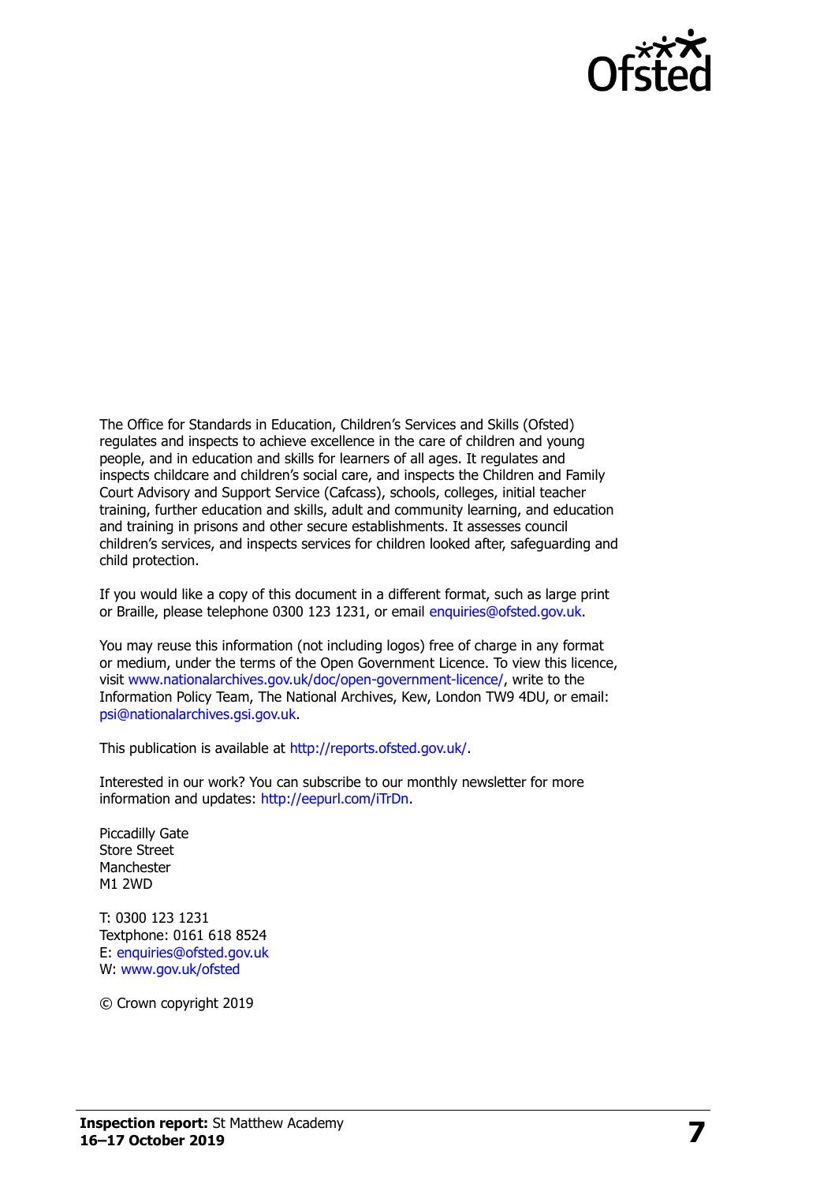The Office for Standards in Education, Children's Services and Skills (Ofsted) regulates and inspects to achieve excellence in the care of children and young people, and in education and skills for learners of all ages. It regulates and inspects childcare and children's social care, and inspects the Children and Family Court Advisory and Support Service (Cafcass), schools, colleges, initial teacher training, further education and skills, adult and community learning, and education and training in prisons and other secure establishments. It assesses council children's services, and inspects services for children looked after, safeguarding and child protection.

If you would like a copy of this document in a different format, such as large print or Braille, please telephone 0300 123 1231, or email enquiries@ofsted.gov.uk.

You may reuse this information (not including logos) free of charge in any format or medium, under the terms of the Open Government Licence. To view this licence, visit www.nationalarchives.gov.uk/doc/open-government-licence/, write to the Information Policy Team, The National Archives, Kew, London TW9 4DU, or email: psi@nationalarchives.gsi.gov.uk.

This publication is available at http://reports.ofsted.gov.uk/.

Interested in our work? You can subscribe to our monthly newsletter for more information and updates: http://eepurl.com/iTrDn.

Piccadilly Gate
Store Street
Manchester
M1 2WD

T: 0300 123 1231
Textphone: 0161 618 8524
E: enquiries@ofsted.gov.uk
W: www.gov.uk/ofsted

© Crown copyright 2019